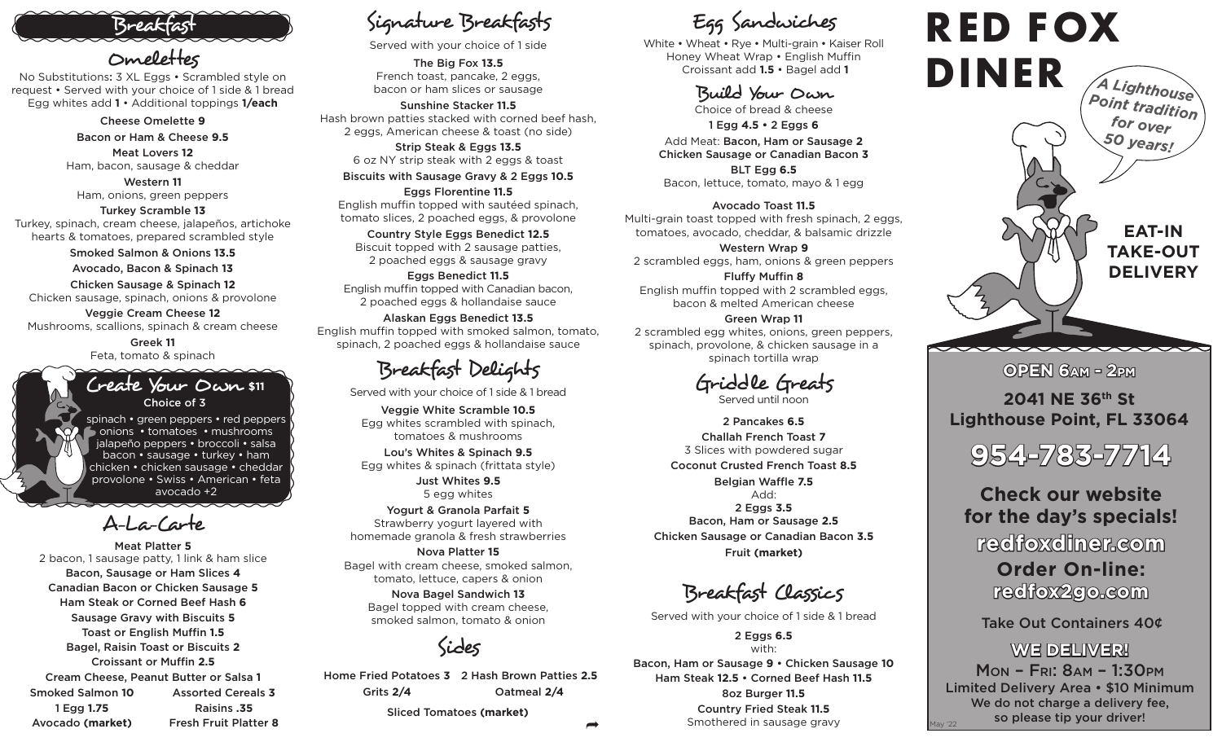# Breakfast

## Omelettes

No Substitutions: 3 XL Eggs • Scrambled style on request • Served with your choice of 1 side & 1 bread
Egg whites add **1** • Additional toppings **1/each**

**Cheese Omelette 9**

**Bacon or Ham & Cheese 9.5**

**Meat Lovers 12**
Ham, bacon, sausage & cheddar

**Western 11**
Ham, onions, green peppers

**Turkey Scramble 13**
Turkey, spinach, cream cheese, jalapeños, artichoke hearts & tomatoes, prepared scrambled style

**Smoked Salmon & Onions 13.5**

**Avocado, Bacon & Spinach 13**

**Chicken Sausage & Spinach 12**
Chicken sausage, spinach, onions & provolone

**Veggie Cream Cheese 12**
Mushrooms, scallions, spinach & cream cheese

**Greek 11**
Feta, tomato & spinach

## Create Your Own $11

**Choice of 3**

spinach • green peppers • red peppers • onions • tomatoes • mushrooms • jalapeño peppers • broccoli • salsa • bacon • sausage • turkey • ham • chicken • chicken sausage • cheddar • provolone • Swiss • American • feta • avocado +2

## A-La-Carte

**Meat Platter 5**
2 bacon, 1 sausage patty, 1 link & ham slice

**Bacon, Sausage or Ham Slices 4**

**Canadian Bacon or Chicken Sausage 5**

**Ham Steak or Corned Beef Hash 6**

**Sausage Gravy with Biscuits 5**

**Toast or English Muffin 1.5**

**Bagel, Raisin Toast or Biscuits 2**

**Croissant or Muffin 2.5**

**Cream Cheese, Peanut Butter or Salsa 1**

**Smoked Salmon 10** • **Assorted Cereals 3**

**1 Egg 1.75** • **Raisins .35**

**Avocado (market)** • **Fresh Fruit Platter 8**

## Signature Breakfasts

Served with your choice of 1 side

**The Big Fox 13.5**
French toast, pancake, 2 eggs, bacon or ham slices or sausage

**Sunshine Stacker 11.5**
Hash brown patties stacked with corned beef hash, 2 eggs, American cheese & toast (no side)

**Strip Steak & Eggs 13.5**
6 oz NY strip steak with 2 eggs & toast

**Biscuits with Sausage Gravy & 2 Eggs 10.5**

**Eggs Florentine 11.5**
English muffin topped with sautéed spinach, tomato slices, 2 poached eggs, & provolone

**Country Style Eggs Benedict 12.5**
Biscuit topped with 2 sausage patties, 2 poached eggs & sausage gravy

**Eggs Benedict 11.5**
English muffin topped with Canadian bacon, 2 poached eggs & hollandaise sauce

**Alaskan Eggs Benedict 13.5**
English muffin topped with smoked salmon, tomato, spinach, 2 poached eggs & hollandaise sauce

## Breakfast Delights

Served with your choice of 1 side & 1 bread

**Veggie White Scramble 10.5**
Egg whites scrambled with spinach, tomatoes & mushrooms

**Lou's Whites & Spinach 9.5**
Egg whites & spinach (frittata style)

**Just Whites 9.5**
5 egg whites

**Yogurt & Granola Parfait 5**
Strawberry yogurt layered with homemade granola & fresh strawberries

**Nova Platter 15**
Bagel with cream cheese, smoked salmon, tomato, lettuce, capers & onion

**Nova Bagel Sandwich 13**
Bagel topped with cream cheese, smoked salmon, tomato & onion

## Sides

**Home Fried Potatoes 3** • **2 Hash Brown Patties 2.5**

**Grits 2/4** • **Oatmeal 2/4**

**Sliced Tomatoes (market)**

## Egg Sandwiches

White • Wheat • Rye • Multi-grain • Kaiser Roll
Honey Wheat Wrap • English Muffin
Croissant add **1.5** • Bagel add **1**

### Build Your Own

Choice of bread & cheese

**1 Egg 4.5 • 2 Eggs 6**

Add Meat: **Bacon, Ham or Sausage 2**
**Chicken Sausage or Canadian Bacon 3**

**BLT Egg 6.5**
Bacon, lettuce, tomato, mayo & 1 egg

**Avocado Toast 11.5**
Multi-grain toast topped with fresh spinach, 2 eggs, tomatoes, avocado, cheddar, & balsamic drizzle

**Western Wrap 9**
2 scrambled eggs, ham, onions & green peppers

**Fluffy Muffin 8**
English muffin topped with 2 scrambled eggs, bacon & melted American cheese

**Green Wrap 11**
2 scrambled egg whites, onions, green peppers, spinach, provolone, & chicken sausage in a spinach tortilla wrap

## Griddle Greats

Served until noon

**2 Pancakes 6.5**

**Challah French Toast 7**
3 Slices with powdered sugar

**Coconut Crusted French Toast 8.5**

**Belgian Waffle 7.5**

Add:
**2 Eggs 3.5**
**Bacon, Ham or Sausage 2.5**
**Chicken Sausage or Canadian Bacon 3.5**
**Fruit (market)**

## Breakfast Classics

Served with your choice of 1 side & 1 bread

**2 Eggs 6.5**
with:
**Bacon, Ham or Sausage 9 • Chicken Sausage 10**
**Ham Steak 12.5 • Corned Beef Hash 11.5**

**8oz Burger 11.5**

**Country Fried Steak 11.5**
Smothered in sausage gravy

# RED FOX DINER

*A Lighthouse Point tradition for over 50 years!*

**EAT-IN**
**TAKE-OUT**
**DELIVERY**

**OPEN 6AM - 2PM**

**2041 NE 36th St**
**Lighthouse Point, FL 33064**

**954-783-7714**

**Check our website for the day's specials!**
**redfoxdiner.com**

**Order On-line:**
**redfox2go.com**

Take Out Containers 40¢

**WE DELIVER!**
MON – FRI: 8AM – 1:30PM
Limited Delivery Area • $10 Minimum
We do not charge a delivery fee, so please tip your driver!

May '22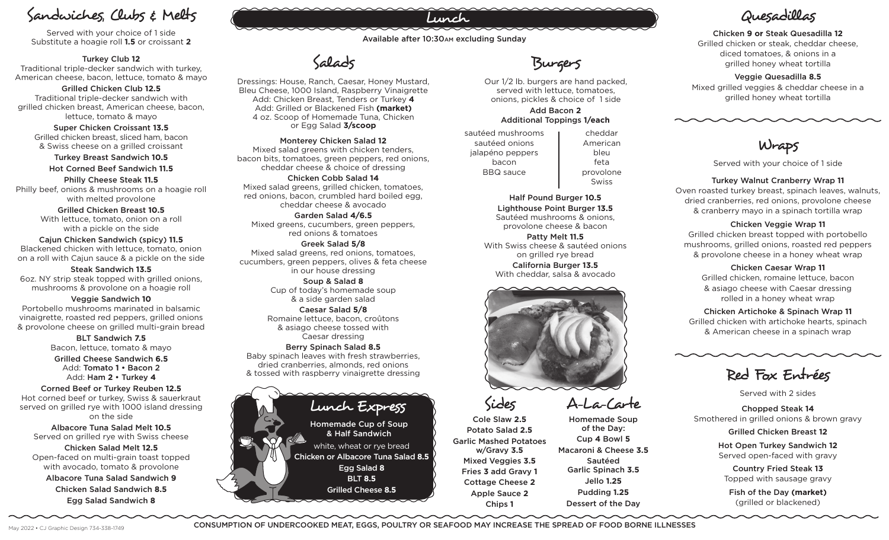# Lunch

Available after 10:30AM excluding Sunday

## Sandwiches, Clubs & Melts

Served with your choice of 1 side
Substitute a hoagie roll **1.5** or croissant **2**

**Turkey Club 12**
Traditional triple-decker sandwich with turkey, American cheese, bacon, lettuce, tomato & mayo

**Grilled Chicken Club 12.5**
Traditional triple-decker sandwich with grilled chicken breast, American cheese, bacon, lettuce, tomato & mayo

**Super Chicken Croissant 13.5**
Grilled chicken breast, sliced ham, bacon & Swiss cheese on a grilled croissant

**Turkey Breast Sandwich 10.5**

**Hot Corned Beef Sandwich 11.5**

**Philly Cheese Steak 11.5**
Philly beef, onions & mushrooms on a hoagie roll with melted provolone

**Grilled Chicken Breast 10.5**
With lettuce, tomato, onion on a roll with a pickle on the side

**Cajun Chicken Sandwich (spicy) 11.5**
Blackened chicken with lettuce, tomato, onion on a roll with Cajun sauce & a pickle on the side

**Steak Sandwich 13.5**
6oz. NY strip steak topped with grilled onions, mushrooms & provolone on a hoagie roll

**Veggie Sandwich 10**
Portobello mushrooms marinated in balsamic vinaigrette, roasted red peppers, grilled onions & provolone cheese on grilled multi-grain bread

**BLT Sandwich 7.5**
Bacon, lettuce, tomato & mayo

**Grilled Cheese Sandwich 6.5**
Add: **Tomato 1 • Bacon 2**
Add: **Ham 2 • Turkey 4**

**Corned Beef or Turkey Reuben 12.5**
Hot corned beef or turkey, Swiss & sauerkraut served on grilled rye with 1000 island dressing on the side

**Albacore Tuna Salad Melt 10.5**
Served on grilled rye with Swiss cheese

**Chicken Salad Melt 12.5**
Open-faced on multi-grain toast topped with avocado, tomato & provolone

**Albacore Tuna Salad Sandwich 9**

**Chicken Salad Sandwich 8.5**

**Egg Salad Sandwich 8**

## Salads

Dressings: House, Ranch, Caesar, Honey Mustard, Bleu Cheese, 1000 Island, Raspberry Vinaigrette
Add: Chicken Breast, Tenders or Turkey **4**
Add: Grilled or Blackened Fish **(market)**
4 oz. Scoop of Homemade Tuna, Chicken or Egg Salad ***3/scoop***

**Monterey Chicken Salad 12**
Mixed salad greens with chicken tenders, bacon bits, tomatoes, green peppers, red onions, cheddar cheese & choice of dressing

**Chicken Cobb Salad 14**
Mixed salad greens, grilled chicken, tomatoes, red onions, bacon, crumbled hard boiled egg, cheddar cheese & avocado

**Garden Salad 4/6.5**
Mixed greens, cucumbers, green peppers, red onions & tomatoes

**Greek Salad 5/8**
Mixed salad greens, red onions, tomatoes, cucumbers, green peppers, olives & feta cheese in our house dressing

**Soup & Salad 8**
Cup of today's homemade soup & a side garden salad

**Caesar Salad 5/8**
Romaine lettuce, bacon, croûtons & asiago cheese tossed with Caesar dressing

**Berry Spinach Salad 8.5**
Baby spinach leaves with fresh strawberries, dried cranberries, almonds, red onions & tossed with raspberry vinaigrette dressing

## Lunch Express

**Homemade Cup of Soup & Half Sandwich**
white, wheat or rye bread

**Chicken or Albacore Tuna Salad 8.5**

**Egg Salad 8**

**BLT 8.5**

**Grilled Cheese 8.5**

## Burgers

Our 1/2 lb. burgers are hand packed, served with lettuce, tomatoes, onions, pickles & choice of 1 side

**Add Bacon 2**
**Additional Toppings 1/each**

| | |
|---|---|
| sautéed mushrooms | cheddar |
| sautéed onions | American |
| jalapéno peppers | bleu |
| bacon | feta |
| BBQ sauce | provolone |
| | Swiss |

**Half Pound Burger 10.5**

**Lighthouse Point Burger 13.5**
Sautéed mushrooms & onions, provolone cheese & bacon

**Patty Melt 11.5**
With Swiss cheese & sautéed onions on grilled rye bread

**California Burger 13.5**
With cheddar, salsa & avocado

## Sides

- Cole Slaw **2.5**
- Potato Salad **2.5**
- Garlic Mashed Potatoes w/Gravy **3.5**
- Mixed Veggies **3.5**
- Fries **3** add Gravy **1**
- Cottage Cheese **2**
- Apple Sauce **2**
- Chips **1**

## A-La-Carte

- Homemade Soup of the Day: Cup **4** Bowl **5**
- Macaroni & Cheese **3.5**
- Sautéed Garlic Spinach **3.5**
- Jello **1.25**
- Pudding **1.25**
- Dessert of the Day

## Quesadillas

**Chicken 9 or Steak Quesadilla 12**
Grilled chicken or steak, cheddar cheese, diced tomatoes, & onions in a grilled honey wheat tortilla

**Veggie Quesadilla 8.5**
Mixed grilled veggies & cheddar cheese in a grilled honey wheat tortilla

## Wraps

Served with your choice of 1 side

**Turkey Walnut Cranberry Wrap 11**
Oven roasted turkey breast, spinach leaves, walnuts, dried cranberries, red onions, provolone cheese & cranberry mayo in a spinach tortilla wrap

**Chicken Veggie Wrap 11**
Grilled chicken breast topped with portobello mushrooms, grilled onions, roasted red peppers & provolone cheese in a honey wheat wrap

**Chicken Caesar Wrap 11**
Grilled chicken, romaine lettuce, bacon & asiago cheese with Caesar dressing rolled in a honey wheat wrap

**Chicken Artichoke & Spinach Wrap 11**
Grilled chicken with artichoke hearts, spinach & American cheese in a spinach wrap

## Red Fox Entrées

Served with 2 sides

**Chopped Steak 14**
Smothered in grilled onions & brown gravy

**Grilled Chicken Breast 12**

**Hot Open Turkey Sandwich 12**
Served open-faced with gravy

**Country Fried Steak 13**
Topped with sausage gravy

**Fish of the Day (market)**
(grilled or blackened)

CONSUMPTION OF UNDERCOOKED MEAT, EGGS, POULTRY OR SEAFOOD MAY INCREASE THE SPREAD OF FOOD BORNE ILLNESSES

May 2022 • CJ Graphic Design 734-338-1749